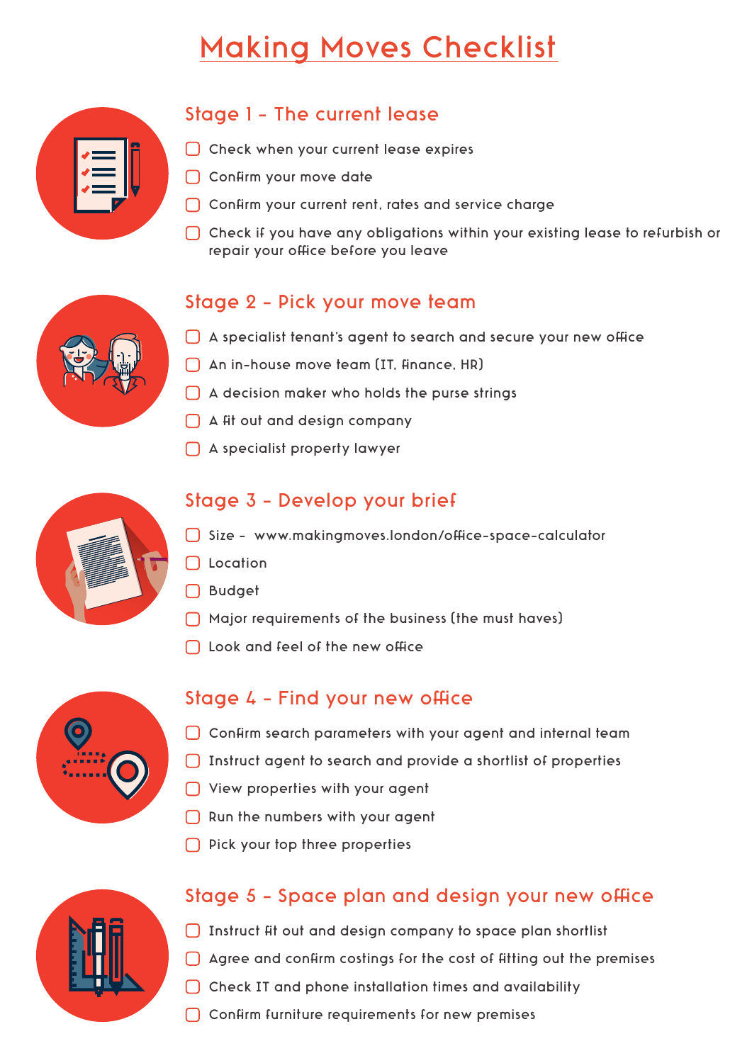# Making Moves Checklist

## Stage 1 – The current lease

- [ ] Check when your current lease expires
- [ ] Confirm your move date
- [ ] Confirm your current rent, rates and service charge
- [ ] Check if you have any obligations within your existing lease to refurbish or repair your office before you leave

## Stage 2 – Pick your move team

- [ ] A specialist tenant's agent to search and secure your new office
- [ ] An in-house move team (IT, finance, HR)
- [ ] A decision maker who holds the purse strings
- [ ] A fit out and design company
- [ ] A specialist property lawyer

## Stage 3 – Develop your brief

- [ ] Size – www.makingmoves.london/office-space-calculator
- [ ] Location
- [ ] Budget
- [ ] Major requirements of the business (the must haves)
- [ ] Look and feel of the new office

## Stage 4 – Find your new office

- [ ] Confirm search parameters with your agent and internal team
- [ ] Instruct agent to search and provide a shortlist of properties
- [ ] View properties with your agent
- [ ] Run the numbers with your agent
- [ ] Pick your top three properties

## Stage 5 – Space plan and design your new office

- [ ] Instruct fit out and design company to space plan shortlist
- [ ] Agree and confirm costings for the cost of fitting out the premises
- [ ] Check IT and phone installation times and availability
- [ ] Confirm furniture requirements for new premises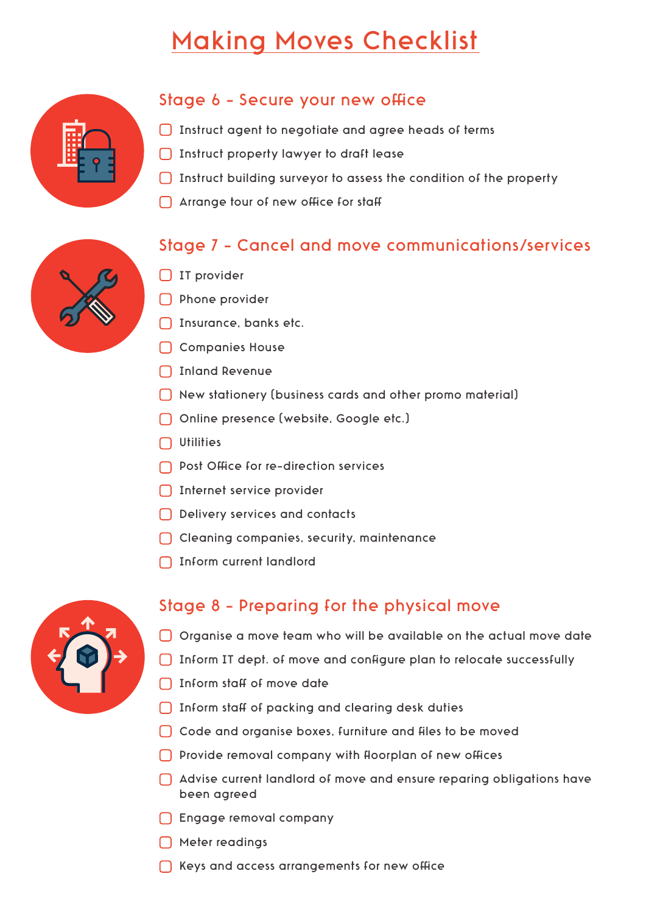# Making Moves Checklist

## Stage 6 – Secure your new office

- [ ] Instruct agent to negotiate and agree heads of terms
- [ ] Instruct property lawyer to draft lease
- [ ] Instruct building surveyor to assess the condition of the property
- [ ] Arrange tour of new office for staff

## Stage 7 – Cancel and move communications/services

- [ ] IT provider
- [ ] Phone provider
- [ ] Insurance, banks etc.
- [ ] Companies House
- [ ] Inland Revenue
- [ ] New stationery (business cards and other promo material)
- [ ] Online presence (website, Google etc.)
- [ ] Utilities
- [ ] Post Office for re-direction services
- [ ] Internet service provider
- [ ] Delivery services and contacts
- [ ] Cleaning companies, security, maintenance
- [ ] Inform current landlord

## Stage 8 – Preparing for the physical move

- [ ] Organise a move team who will be available on the actual move date
- [ ] Inform IT dept. of move and configure plan to relocate successfully
- [ ] Inform staff of move date
- [ ] Inform staff of packing and clearing desk duties
- [ ] Code and organise boxes, furniture and files to be moved
- [ ] Provide removal company with floorplan of new offices
- [ ] Advise current landlord of move and ensure reparing obligations have been agreed
- [ ] Engage removal company
- [ ] Meter readings
- [ ] Keys and access arrangements for new office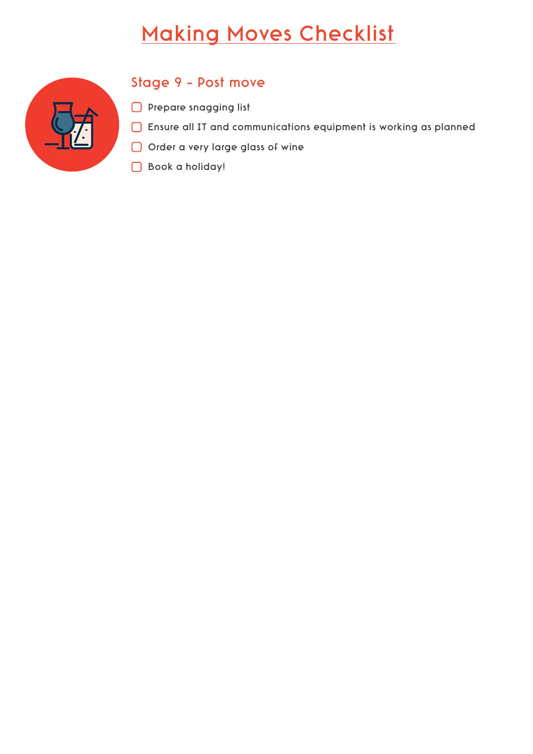# Making Moves Checklist

## Stage 9 – Post move

- [ ] Prepare snagging list
- [ ] Ensure all IT and communications equipment is working as planned
- [ ] Order a very large glass of wine
- [ ] Book a holiday!